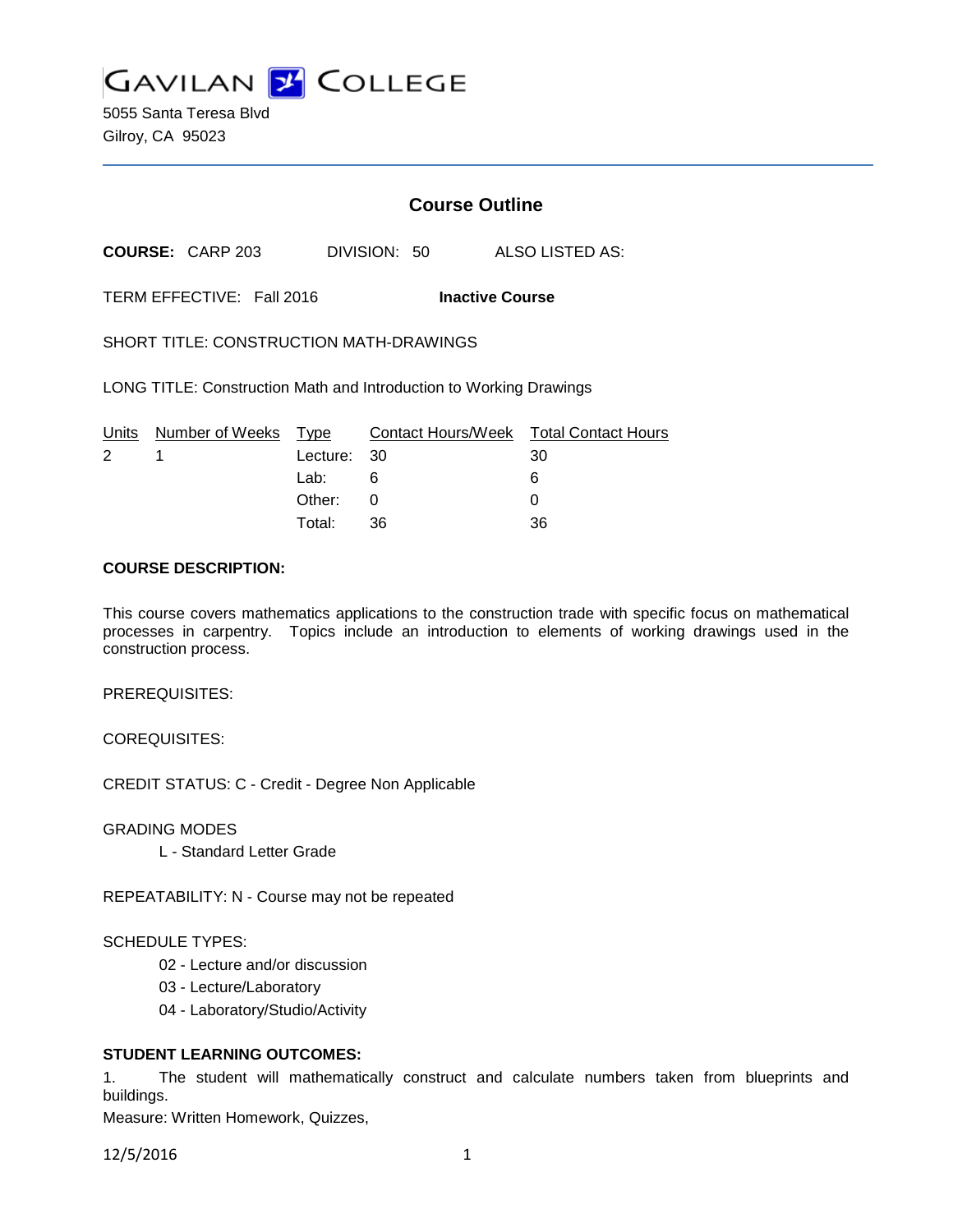# GAVILAN COLLEGE

5055 Santa Teresa Blvd
Gilroy, CA 95023

## Course Outline

**COURSE:** CARP 203 DIVISION: 50 ALSO LISTED AS:

TERM EFFECTIVE: Fall 2016 **Inactive Course**

SHORT TITLE: CONSTRUCTION MATH-DRAWINGS

LONG TITLE: Construction Math and Introduction to Working Drawings

| Units | Number of Weeks | Type | Contact Hours/Week | Total Contact Hours |
|---|---|---|---|---|
| 2 | 1 | Lecture: | 30 | 30 |
| | | Lab: | 6 | 6 |
| | | Other: | 0 | 0 |
| | | Total: | 36 | 36 |

**COURSE DESCRIPTION:**

This course covers mathematics applications to the construction trade with specific focus on mathematical processes in carpentry. Topics include an introduction to elements of working drawings used in the construction process.

PREREQUISITES:

COREQUISITES:

CREDIT STATUS: C - Credit - Degree Non Applicable

GRADING MODES

L - Standard Letter Grade

REPEATABILITY: N - Course may not be repeated

SCHEDULE TYPES:

02 - Lecture and/or discussion
03 - Lecture/Laboratory
04 - Laboratory/Studio/Activity

**STUDENT LEARNING OUTCOMES:**

1. The student will mathematically construct and calculate numbers taken from blueprints and buildings.

Measure: Written Homework, Quizzes,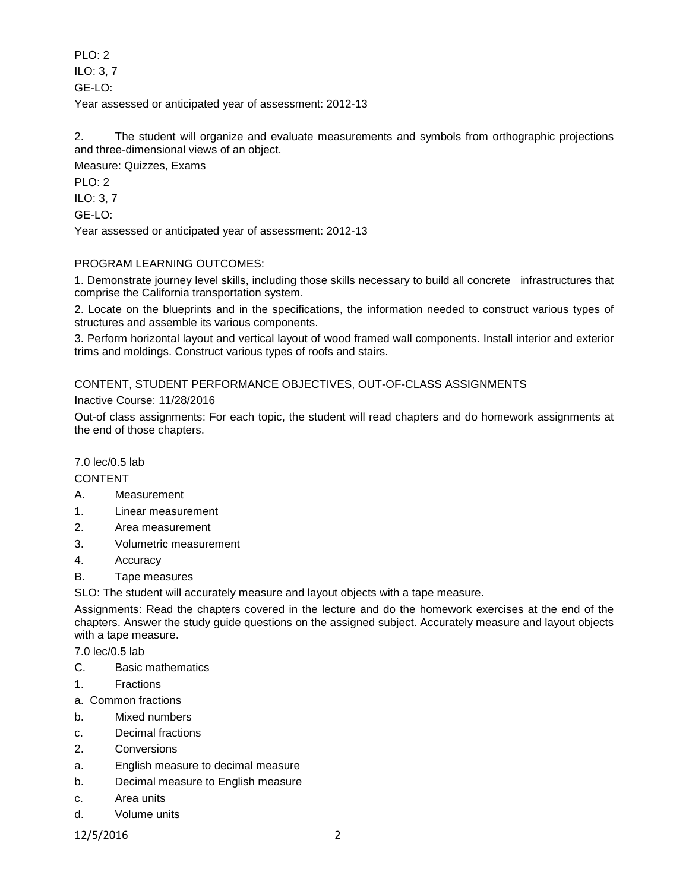PLO: 2

ILO: 3, 7

GE-LO:

Year assessed or anticipated year of assessment: 2012-13

2. The student will organize and evaluate measurements and symbols from orthographic projections and three-dimensional views of an object.

Measure: Quizzes, Exams

PLO: 2

ILO: 3, 7

GE-LO:

Year assessed or anticipated year of assessment: 2012-13

PROGRAM LEARNING OUTCOMES:

1. Demonstrate journey level skills, including those skills necessary to build all concrete infrastructures that comprise the California transportation system.

2. Locate on the blueprints and in the specifications, the information needed to construct various types of structures and assemble its various components.

3. Perform horizontal layout and vertical layout of wood framed wall components. Install interior and exterior trims and moldings. Construct various types of roofs and stairs.

CONTENT, STUDENT PERFORMANCE OBJECTIVES, OUT-OF-CLASS ASSIGNMENTS

Inactive Course: 11/28/2016

Out-of class assignments: For each topic, the student will read chapters and do homework assignments at the end of those chapters.

7.0 lec/0.5 lab

CONTENT

A. Measurement

1. Linear measurement

2. Area measurement

3. Volumetric measurement

4. Accuracy

B. Tape measures

SLO: The student will accurately measure and layout objects with a tape measure.

Assignments: Read the chapters covered in the lecture and do the homework exercises at the end of the chapters. Answer the study guide questions on the assigned subject. Accurately measure and layout objects with a tape measure.

7.0 lec/0.5 lab

C. Basic mathematics

1. Fractions

a. Common fractions

b. Mixed numbers

c. Decimal fractions

2. Conversions

a. English measure to decimal measure

b. Decimal measure to English measure

c. Area units

d. Volume units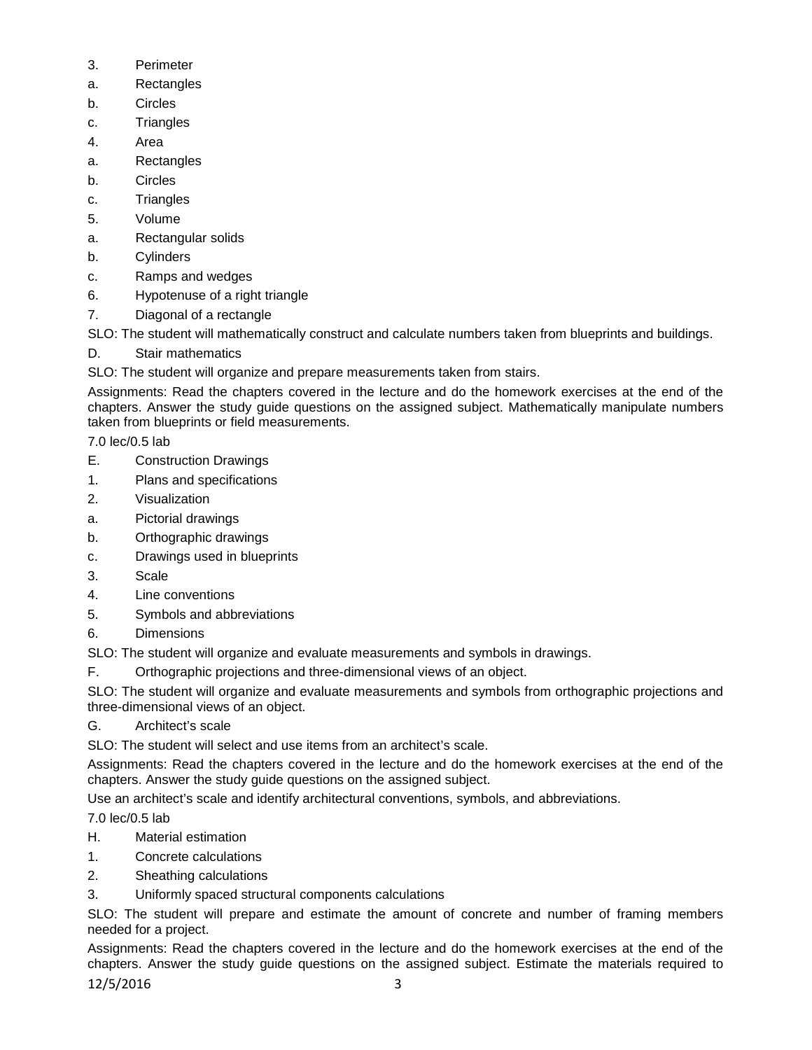3. Perimeter
a. Rectangles
b. Circles
c. Triangles
4. Area
a. Rectangles
b. Circles
c. Triangles
5. Volume
a. Rectangular solids
b. Cylinders
c. Ramps and wedges
6. Hypotenuse of a right triangle
7. Diagonal of a rectangle

SLO: The student will mathematically construct and calculate numbers taken from blueprints and buildings.

D. Stair mathematics

SLO: The student will organize and prepare measurements taken from stairs.

Assignments: Read the chapters covered in the lecture and do the homework exercises at the end of the chapters. Answer the study guide questions on the assigned subject. Mathematically manipulate numbers taken from blueprints or field measurements.

7.0 lec/0.5 lab

E. Construction Drawings
1. Plans and specifications
2. Visualization
a. Pictorial drawings
b. Orthographic drawings
c. Drawings used in blueprints
3. Scale
4. Line conventions
5. Symbols and abbreviations
6. Dimensions

SLO: The student will organize and evaluate measurements and symbols in drawings.

F. Orthographic projections and three-dimensional views of an object.

SLO: The student will organize and evaluate measurements and symbols from orthographic projections and three-dimensional views of an object.

G. Architect's scale

SLO: The student will select and use items from an architect's scale.

Assignments: Read the chapters covered in the lecture and do the homework exercises at the end of the chapters. Answer the study guide questions on the assigned subject.

Use an architect's scale and identify architectural conventions, symbols, and abbreviations.

7.0 lec/0.5 lab

H. Material estimation
1. Concrete calculations
2. Sheathing calculations
3. Uniformly spaced structural components calculations

SLO: The student will prepare and estimate the amount of concrete and number of framing members needed for a project.

Assignments: Read the chapters covered in the lecture and do the homework exercises at the end of the chapters. Answer the study guide questions on the assigned subject. Estimate the materials required to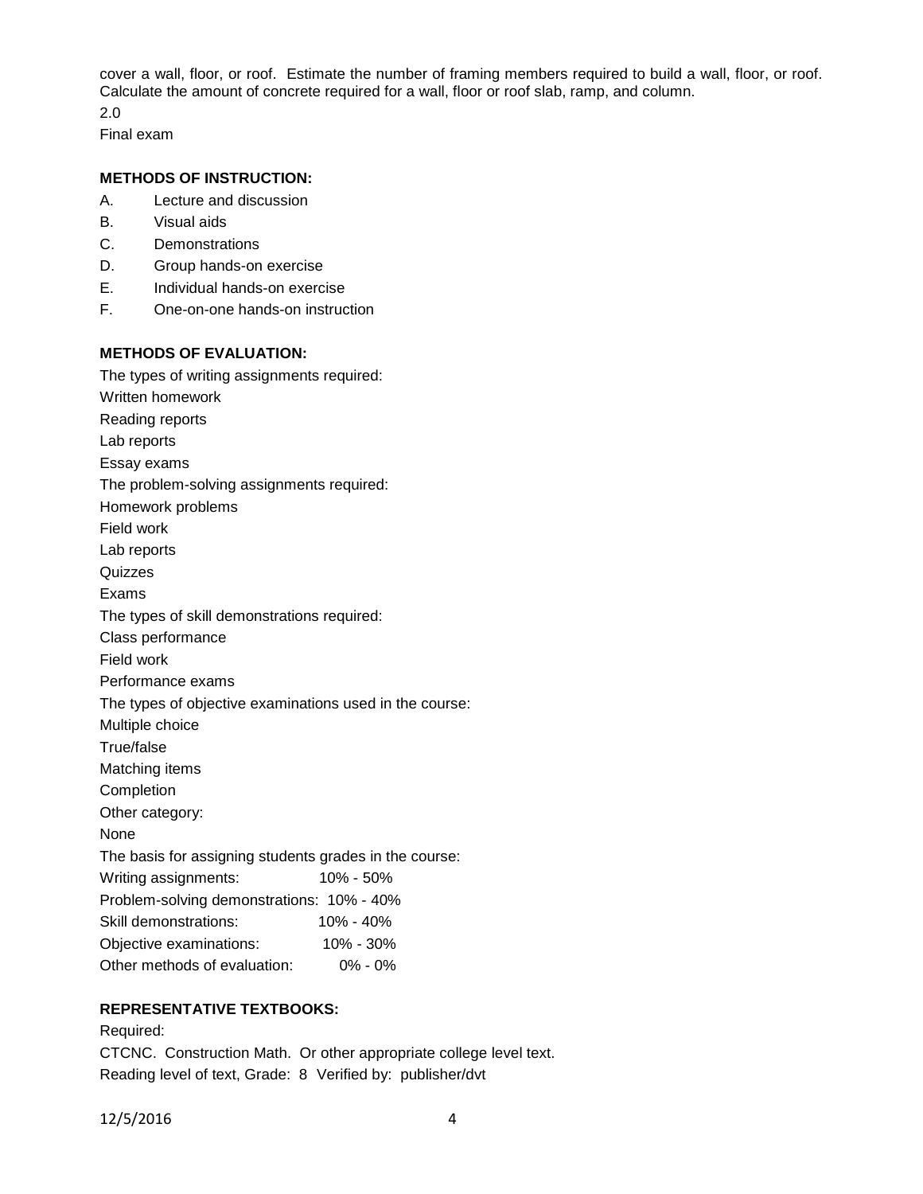cover a wall, floor, or roof. Estimate the number of framing members required to build a wall, floor, or roof. Calculate the amount of concrete required for a wall, floor or roof slab, ramp, and column.

2.0

Final exam

**METHODS OF INSTRUCTION:**

A. Lecture and discussion
B. Visual aids
C. Demonstrations
D. Group hands-on exercise
E. Individual hands-on exercise
F. One-on-one hands-on instruction

**METHODS OF EVALUATION:**

The types of writing assignments required:

Written homework

Reading reports

Lab reports

Essay exams

The problem-solving assignments required:

Homework problems

Field work

Lab reports

Quizzes

Exams

The types of skill demonstrations required:

Class performance

Field work

Performance exams

The types of objective examinations used in the course:

Multiple choice

True/false

Matching items

Completion

Other category:

None

The basis for assigning students grades in the course:

| | |
|---|---|
| Writing assignments: | 10% - 50% |
| Problem-solving demonstrations: | 10% - 40% |
| Skill demonstrations: | 10% - 40% |
| Objective examinations: | 10% - 30% |
| Other methods of evaluation: | 0% - 0% |

**REPRESENTATIVE TEXTBOOKS:**

Required:

CTCNC. Construction Math. Or other appropriate college level text.

Reading level of text, Grade: 8 Verified by: publisher/dvt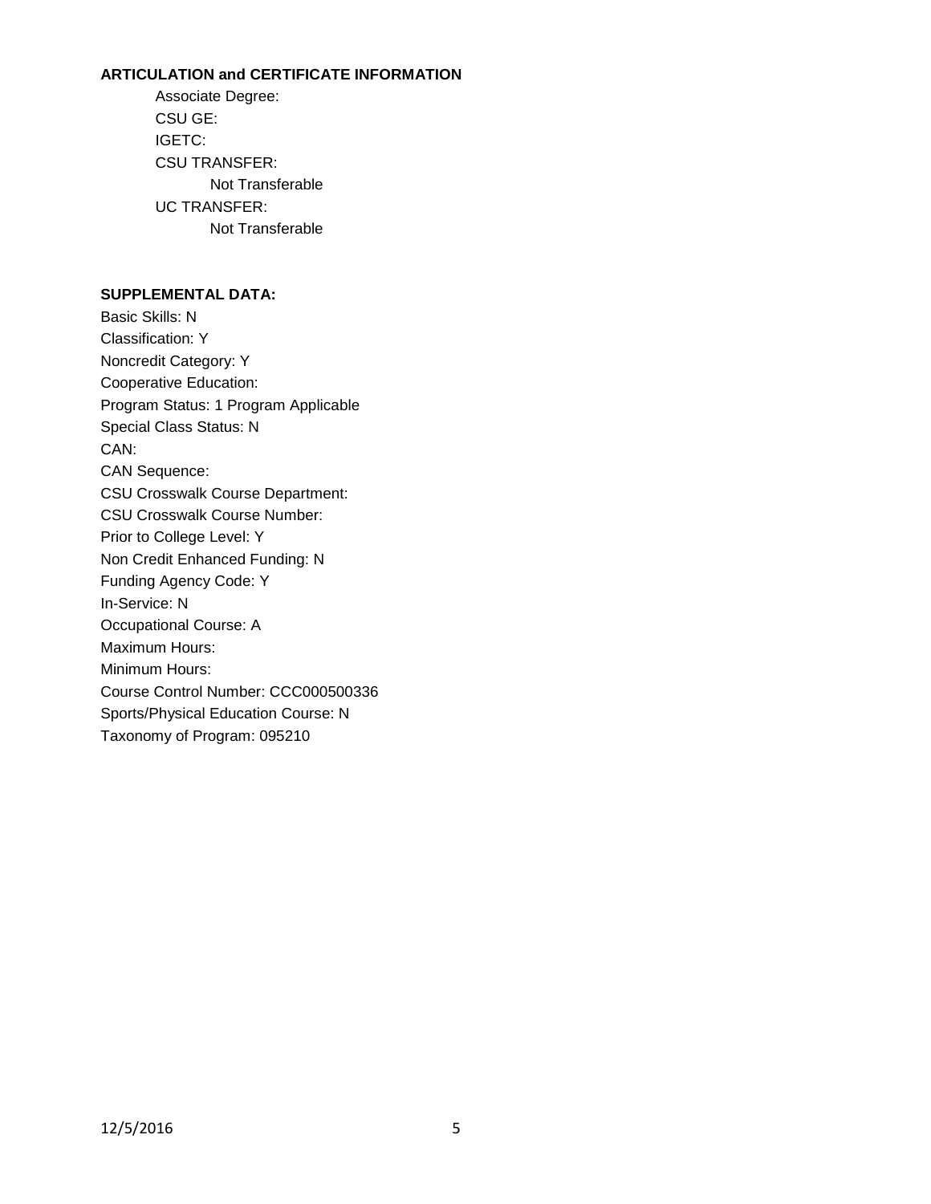**ARTICULATION and CERTIFICATE INFORMATION**

Associate Degree:
CSU GE:
IGETC:
CSU TRANSFER:
Not Transferable
UC TRANSFER:
Not Transferable

**SUPPLEMENTAL DATA:**

Basic Skills: N
Classification: Y
Noncredit Category: Y
Cooperative Education:
Program Status: 1 Program Applicable
Special Class Status: N
CAN:
CAN Sequence:
CSU Crosswalk Course Department:
CSU Crosswalk Course Number:
Prior to College Level: Y
Non Credit Enhanced Funding: N
Funding Agency Code: Y
In-Service: N
Occupational Course: A
Maximum Hours:
Minimum Hours:
Course Control Number: CCC000500336
Sports/Physical Education Course: N
Taxonomy of Program: 095210

12/5/2016